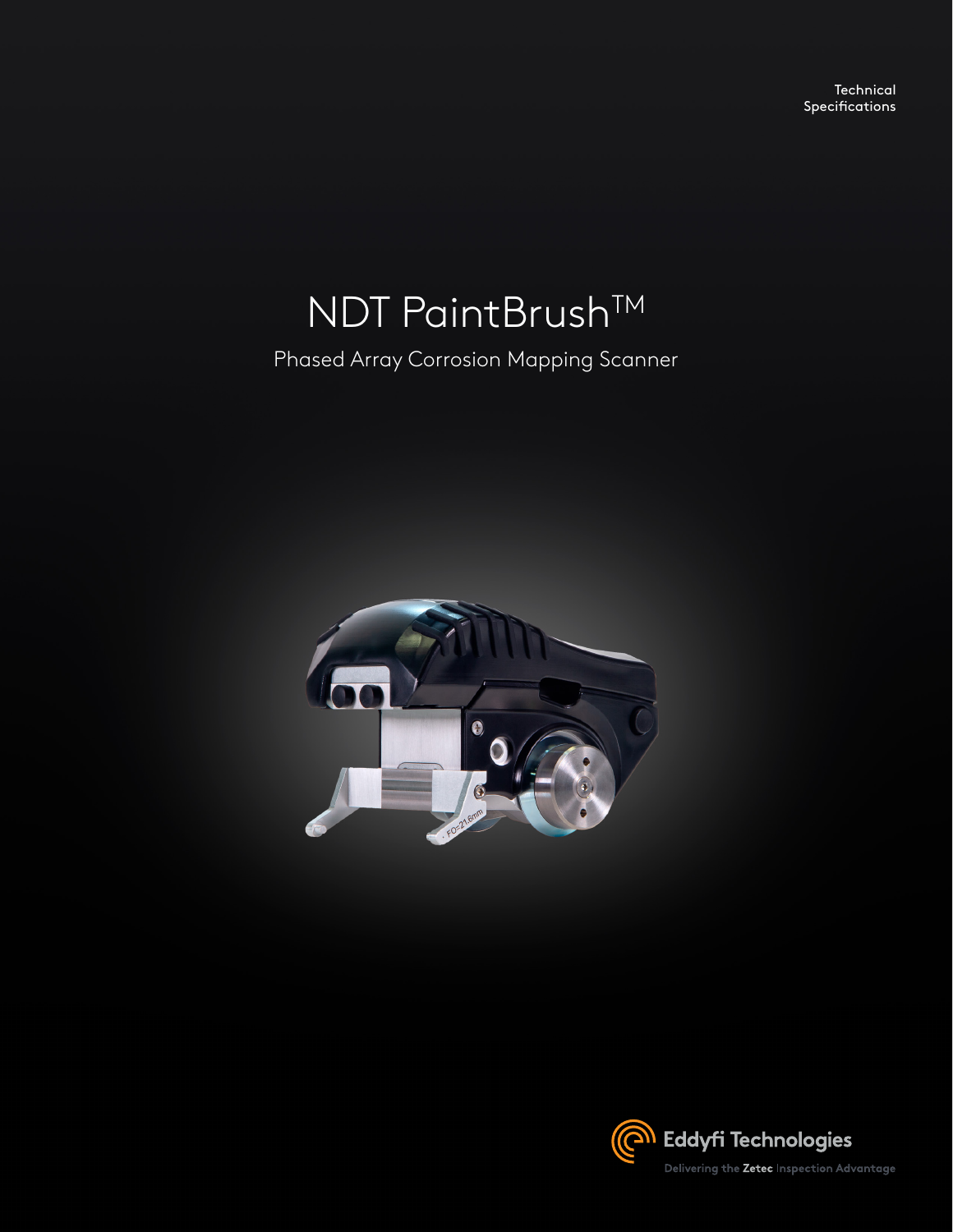Technical Specifications

# NDT PaintBrush™

## Phased Array Corrosion Mapping Scanner

Eddyfi Technologies

Delivering the **Zetec** Inspection Advantage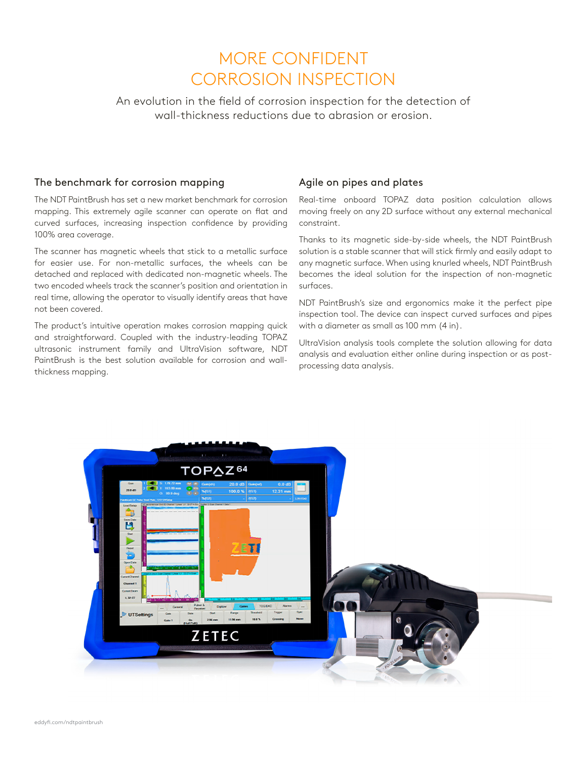# MORE CONFIDENT CORROSION INSPECTION

An evolution in the field of corrosion inspection for the detection of wall-thickness reductions due to abrasion or erosion.

## The benchmark for corrosion mapping

The NDT PaintBrush has set a new market benchmark for corrosion mapping. This extremely agile scanner can operate on flat and curved surfaces, increasing inspection confidence by providing 100% area coverage.

The scanner has magnetic wheels that stick to a metallic surface for easier use. For non-metallic surfaces, the wheels can be detached and replaced with dedicated non-magnetic wheels. The two encoded wheels track the scanner's position and orientation in real time, allowing the operator to visually identify areas that have not been covered.

The product's intuitive operation makes corrosion mapping quick and straightforward. Coupled with the industry-leading TOPAZ ultrasonic instrument family and UltraVision software, NDT PaintBrush is the best solution available for corrosion and wall-thickness mapping.

## Agile on pipes and plates

Real-time onboard TOPAZ data position calculation allows moving freely on any 2D surface without any external mechanical constraint.

Thanks to its magnetic side-by-side wheels, the NDT PaintBrush solution is a stable scanner that will stick firmly and easily adapt to any magnetic surface. When using knurled wheels, NDT PaintBrush becomes the ideal solution for the inspection of non-magnetic surfaces.

NDT PaintBrush's size and ergonomics make it the perfect pipe inspection tool. The device can inspect curved surfaces and pipes with a diameter as small as 100 mm (4 in).

UltraVision analysis tools complete the solution allowing for data analysis and evaluation either online during inspection or as post-processing data analysis.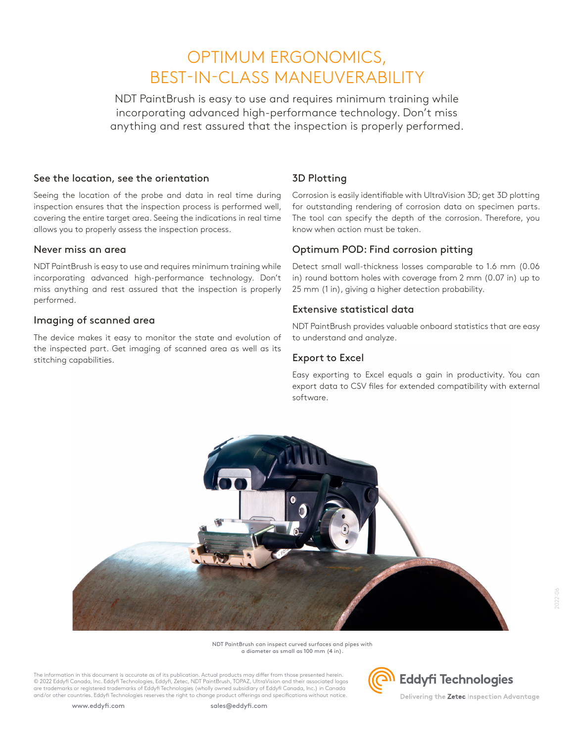# OPTIMUM ERGONOMICS, BEST-IN-CLASS MANEUVERABILITY

NDT PaintBrush is easy to use and requires minimum training while incorporating advanced high-performance technology. Don't miss anything and rest assured that the inspection is properly performed.

## See the location, see the orientation

Seeing the location of the probe and data in real time during inspection ensures that the inspection process is performed well, covering the entire target area. Seeing the indications in real time allows you to properly assess the inspection process.

## Never miss an area

NDT PaintBrush is easy to use and requires minimum training while incorporating advanced high-performance technology. Don't miss anything and rest assured that the inspection is properly performed.

## Imaging of scanned area

The device makes it easy to monitor the state and evolution of the inspected part. Get imaging of scanned area as well as its stitching capabilities.

## 3D Plotting

Corrosion is easily identifiable with UltraVision 3D; get 3D plotting for outstanding rendering of corrosion data on specimen parts. The tool can specify the depth of the corrosion. Therefore, you know when action must be taken.

## Optimum POD: Find corrosion pitting

Detect small wall-thickness losses comparable to 1.6 mm (0.06 in) round bottom holes with coverage from 2 mm (0.07 in) up to 25 mm (1 in), giving a higher detection probability.

## Extensive statistical data

NDT PaintBrush provides valuable onboard statistics that are easy to understand and analyze.

## Export to Excel

Easy exporting to Excel equals a gain in productivity. You can export data to CSV files for extended compatibility with external software.

NDT PaintBrush can inspect curved surfaces and pipes with a diameter as small as 100 mm (4 in).

The information in this document is accurate as of its publication. Actual products may differ from those presented herein. © 2022 Eddyfi Canada, Inc. Eddyfi Technologies, Eddyfi, Zetec, NDT PaintBrush, TOPAZ, UltraVision and their associated logos are trademarks or registered trademarks of Eddyfi Technologies (wholly owned subsidiary of Eddyfi Canada, Inc.) in Canada and/or other countries. Eddyfi Technologies reserves the right to change product offerings and specifications without notice.

www.eddyfi.com sales@eddyfi.com

Eddyfi Technologies
Delivering the **Zetec** Inspection Advantage

2022-06